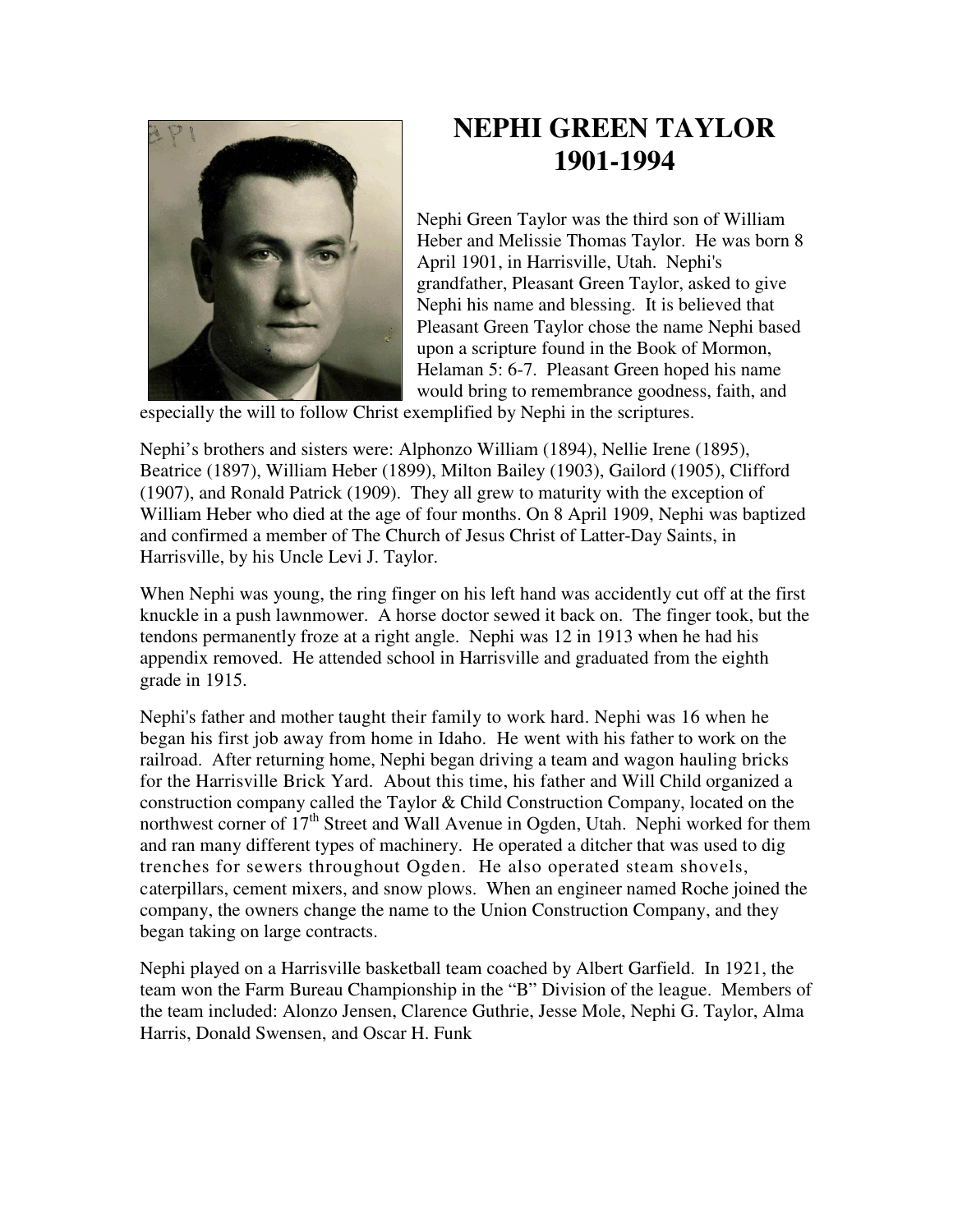# NEPHI GREEN TAYLOR
# 1901-1994

Nephi Green Taylor was the third son of William Heber and Melissie Thomas Taylor. He was born 8 April 1901, in Harrisville, Utah. Nephi's grandfather, Pleasant Green Taylor, asked to give Nephi his name and blessing. It is believed that Pleasant Green Taylor chose the name Nephi based upon a scripture found in the Book of Mormon, Helaman 5: 6-7. Pleasant Green hoped his name would bring to remembrance goodness, faith, and especially the will to follow Christ exemplified by Nephi in the scriptures.

Nephi's brothers and sisters were: Alphonzo William (1894), Nellie Irene (1895), Beatrice (1897), William Heber (1899), Milton Bailey (1903), Gailord (1905), Clifford (1907), and Ronald Patrick (1909). They all grew to maturity with the exception of William Heber who died at the age of four months. On 8 April 1909, Nephi was baptized and confirmed a member of The Church of Jesus Christ of Latter-Day Saints, in Harrisville, by his Uncle Levi J. Taylor.

When Nephi was young, the ring finger on his left hand was accidently cut off at the first knuckle in a push lawnmower. A horse doctor sewed it back on. The finger took, but the tendons permanently froze at a right angle. Nephi was 12 in 1913 when he had his appendix removed. He attended school in Harrisville and graduated from the eighth grade in 1915.

Nephi's father and mother taught their family to work hard. Nephi was 16 when he began his first job away from home in Idaho. He went with his father to work on the railroad. After returning home, Nephi began driving a team and wagon hauling bricks for the Harrisville Brick Yard. About this time, his father and Will Child organized a construction company called the Taylor & Child Construction Company, located on the northwest corner of 17th Street and Wall Avenue in Ogden, Utah. Nephi worked for them and ran many different types of machinery. He operated a ditcher that was used to dig trenches for sewers throughout Ogden. He also operated steam shovels, caterpillars, cement mixers, and snow plows. When an engineer named Roche joined the company, the owners change the name to the Union Construction Company, and they began taking on large contracts.

Nephi played on a Harrisville basketball team coached by Albert Garfield. In 1921, the team won the Farm Bureau Championship in the "B" Division of the league. Members of the team included: Alonzo Jensen, Clarence Guthrie, Jesse Mole, Nephi G. Taylor, Alma Harris, Donald Swensen, and Oscar H. Funk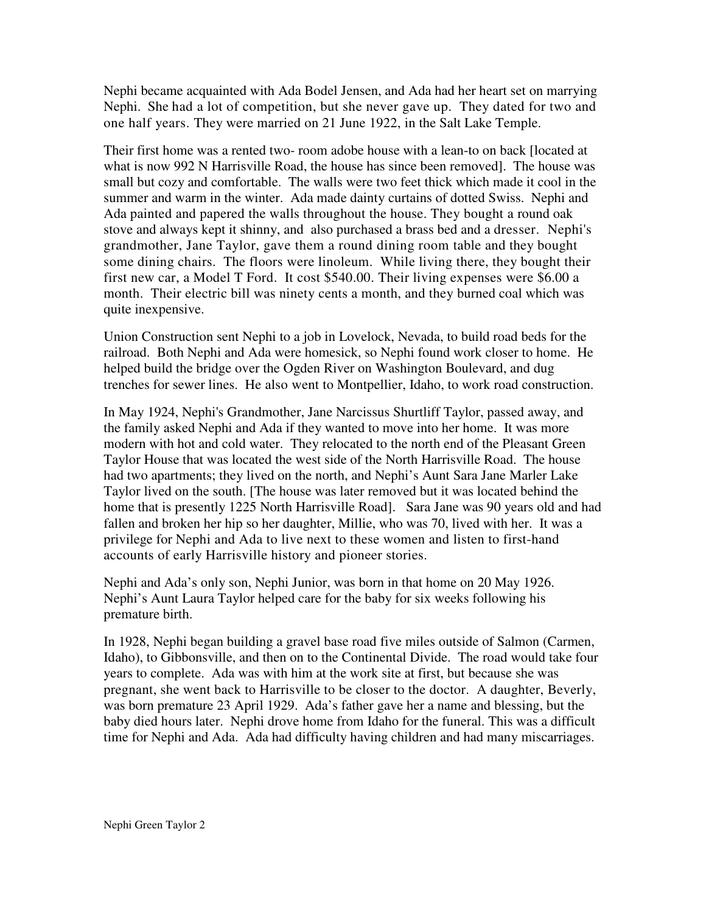Nephi became acquainted with Ada Bodel Jensen, and Ada had her heart set on marrying Nephi. She had a lot of competition, but she never gave up. They dated for two and one half years. They were married on 21 June 1922, in the Salt Lake Temple.

Their first home was a rented two- room adobe house with a lean-to on back [located at what is now 992 N Harrisville Road, the house has since been removed]. The house was small but cozy and comfortable. The walls were two feet thick which made it cool in the summer and warm in the winter. Ada made dainty curtains of dotted Swiss. Nephi and Ada painted and papered the walls throughout the house. They bought a round oak stove and always kept it shinny, and also purchased a brass bed and a dresser. Nephi's grandmother, Jane Taylor, gave them a round dining room table and they bought some dining chairs. The floors were linoleum. While living there, they bought their first new car, a Model T Ford. It cost $540.00. Their living expenses were $6.00 a month. Their electric bill was ninety cents a month, and they burned coal which was quite inexpensive.

Union Construction sent Nephi to a job in Lovelock, Nevada, to build road beds for the railroad. Both Nephi and Ada were homesick, so Nephi found work closer to home. He helped build the bridge over the Ogden River on Washington Boulevard, and dug trenches for sewer lines. He also went to Montpellier, Idaho, to work road construction.

In May 1924, Nephi's Grandmother, Jane Narcissus Shurtliff Taylor, passed away, and the family asked Nephi and Ada if they wanted to move into her home. It was more modern with hot and cold water. They relocated to the north end of the Pleasant Green Taylor House that was located the west side of the North Harrisville Road. The house had two apartments; they lived on the north, and Nephi's Aunt Sara Jane Marler Lake Taylor lived on the south. [The house was later removed but it was located behind the home that is presently 1225 North Harrisville Road]. Sara Jane was 90 years old and had fallen and broken her hip so her daughter, Millie, who was 70, lived with her. It was a privilege for Nephi and Ada to live next to these women and listen to first-hand accounts of early Harrisville history and pioneer stories.

Nephi and Ada's only son, Nephi Junior, was born in that home on 20 May 1926. Nephi's Aunt Laura Taylor helped care for the baby for six weeks following his premature birth.

In 1928, Nephi began building a gravel base road five miles outside of Salmon (Carmen, Idaho), to Gibbonsville, and then on to the Continental Divide. The road would take four years to complete. Ada was with him at the work site at first, but because she was pregnant, she went back to Harrisville to be closer to the doctor. A daughter, Beverly, was born premature 23 April 1929. Ada's father gave her a name and blessing, but the baby died hours later. Nephi drove home from Idaho for the funeral. This was a difficult time for Nephi and Ada. Ada had difficulty having children and had many miscarriages.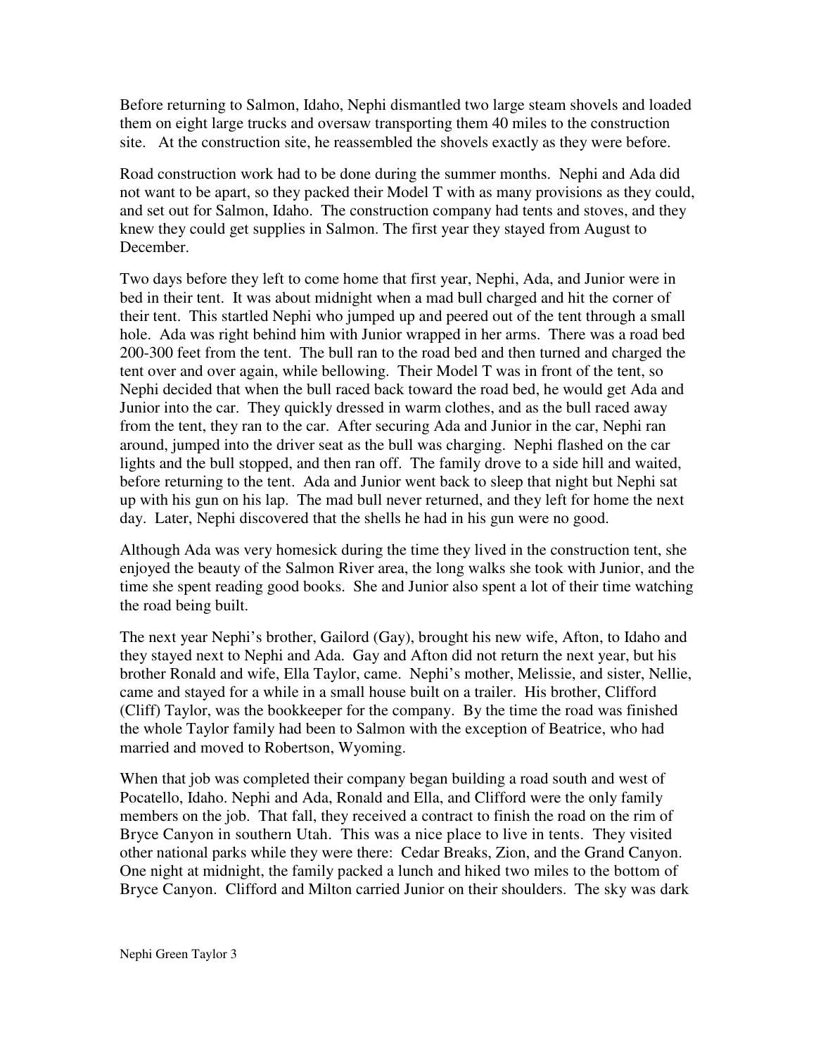Before returning to Salmon, Idaho, Nephi dismantled two large steam shovels and loaded them on eight large trucks and oversaw transporting them 40 miles to the construction site. At the construction site, he reassembled the shovels exactly as they were before.

Road construction work had to be done during the summer months. Nephi and Ada did not want to be apart, so they packed their Model T with as many provisions as they could, and set out for Salmon, Idaho. The construction company had tents and stoves, and they knew they could get supplies in Salmon. The first year they stayed from August to December.

Two days before they left to come home that first year, Nephi, Ada, and Junior were in bed in their tent. It was about midnight when a mad bull charged and hit the corner of their tent. This startled Nephi who jumped up and peered out of the tent through a small hole. Ada was right behind him with Junior wrapped in her arms. There was a road bed 200-300 feet from the tent. The bull ran to the road bed and then turned and charged the tent over and over again, while bellowing. Their Model T was in front of the tent, so Nephi decided that when the bull raced back toward the road bed, he would get Ada and Junior into the car. They quickly dressed in warm clothes, and as the bull raced away from the tent, they ran to the car. After securing Ada and Junior in the car, Nephi ran around, jumped into the driver seat as the bull was charging. Nephi flashed on the car lights and the bull stopped, and then ran off. The family drove to a side hill and waited, before returning to the tent. Ada and Junior went back to sleep that night but Nephi sat up with his gun on his lap. The mad bull never returned, and they left for home the next day. Later, Nephi discovered that the shells he had in his gun were no good.

Although Ada was very homesick during the time they lived in the construction tent, she enjoyed the beauty of the Salmon River area, the long walks she took with Junior, and the time she spent reading good books. She and Junior also spent a lot of their time watching the road being built.

The next year Nephi's brother, Gailord (Gay), brought his new wife, Afton, to Idaho and they stayed next to Nephi and Ada. Gay and Afton did not return the next year, but his brother Ronald and wife, Ella Taylor, came. Nephi's mother, Melissie, and sister, Nellie, came and stayed for a while in a small house built on a trailer. His brother, Clifford (Cliff) Taylor, was the bookkeeper for the company. By the time the road was finished the whole Taylor family had been to Salmon with the exception of Beatrice, who had married and moved to Robertson, Wyoming.

When that job was completed their company began building a road south and west of Pocatello, Idaho. Nephi and Ada, Ronald and Ella, and Clifford were the only family members on the job. That fall, they received a contract to finish the road on the rim of Bryce Canyon in southern Utah. This was a nice place to live in tents. They visited other national parks while they were there: Cedar Breaks, Zion, and the Grand Canyon. One night at midnight, the family packed a lunch and hiked two miles to the bottom of Bryce Canyon. Clifford and Milton carried Junior on their shoulders. The sky was dark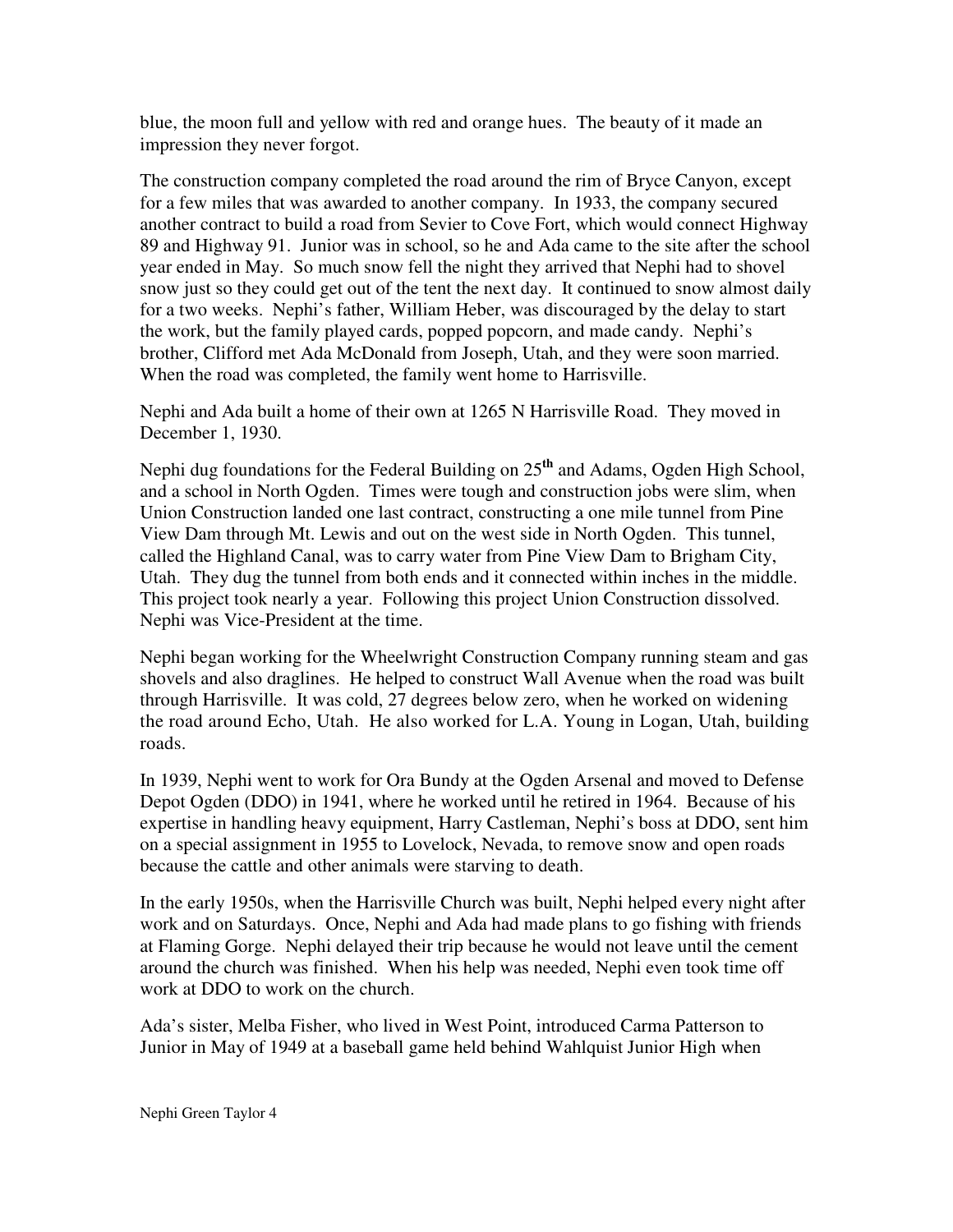blue, the moon full and yellow with red and orange hues. The beauty of it made an impression they never forgot.

The construction company completed the road around the rim of Bryce Canyon, except for a few miles that was awarded to another company. In 1933, the company secured another contract to build a road from Sevier to Cove Fort, which would connect Highway 89 and Highway 91. Junior was in school, so he and Ada came to the site after the school year ended in May. So much snow fell the night they arrived that Nephi had to shovel snow just so they could get out of the tent the next day. It continued to snow almost daily for a two weeks. Nephi's father, William Heber, was discouraged by the delay to start the work, but the family played cards, popped popcorn, and made candy. Nephi's brother, Clifford met Ada McDonald from Joseph, Utah, and they were soon married. When the road was completed, the family went home to Harrisville.

Nephi and Ada built a home of their own at 1265 N Harrisville Road. They moved in December 1, 1930.

Nephi dug foundations for the Federal Building on 25th and Adams, Ogden High School, and a school in North Ogden. Times were tough and construction jobs were slim, when Union Construction landed one last contract, constructing a one mile tunnel from Pine View Dam through Mt. Lewis and out on the west side in North Ogden. This tunnel, called the Highland Canal, was to carry water from Pine View Dam to Brigham City, Utah. They dug the tunnel from both ends and it connected within inches in the middle. This project took nearly a year. Following this project Union Construction dissolved. Nephi was Vice-President at the time.

Nephi began working for the Wheelwright Construction Company running steam and gas shovels and also draglines. He helped to construct Wall Avenue when the road was built through Harrisville. It was cold, 27 degrees below zero, when he worked on widening the road around Echo, Utah. He also worked for L.A. Young in Logan, Utah, building roads.

In 1939, Nephi went to work for Ora Bundy at the Ogden Arsenal and moved to Defense Depot Ogden (DDO) in 1941, where he worked until he retired in 1964. Because of his expertise in handling heavy equipment, Harry Castleman, Nephi's boss at DDO, sent him on a special assignment in 1955 to Lovelock, Nevada, to remove snow and open roads because the cattle and other animals were starving to death.

In the early 1950s, when the Harrisville Church was built, Nephi helped every night after work and on Saturdays. Once, Nephi and Ada had made plans to go fishing with friends at Flaming Gorge. Nephi delayed their trip because he would not leave until the cement around the church was finished. When his help was needed, Nephi even took time off work at DDO to work on the church.

Ada's sister, Melba Fisher, who lived in West Point, introduced Carma Patterson to Junior in May of 1949 at a baseball game held behind Wahlquist Junior High when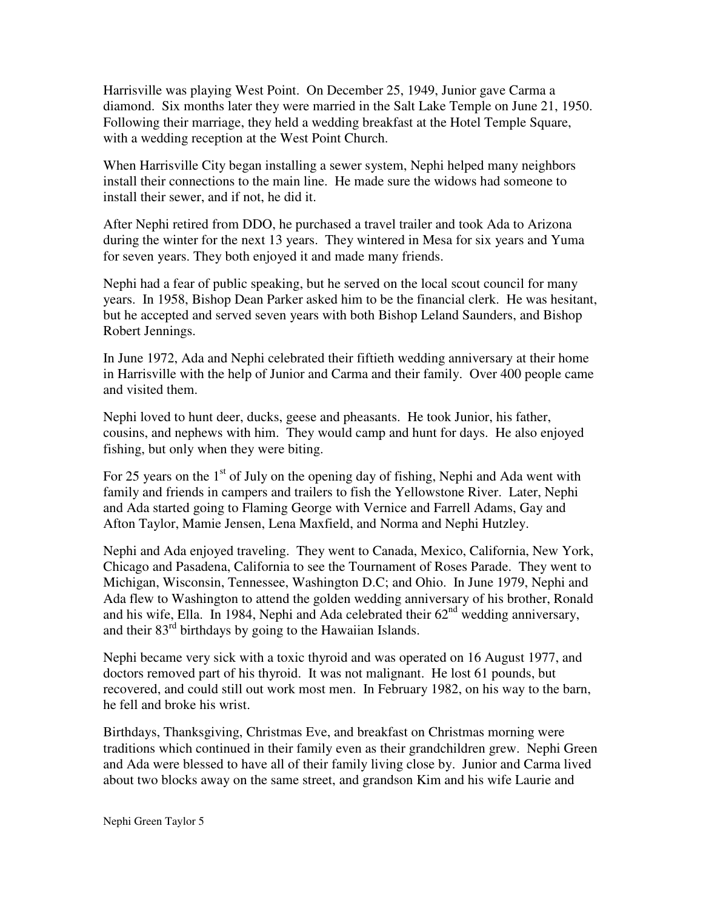Harrisville was playing West Point. On December 25, 1949, Junior gave Carma a diamond. Six months later they were married in the Salt Lake Temple on June 21, 1950. Following their marriage, they held a wedding breakfast at the Hotel Temple Square, with a wedding reception at the West Point Church.

When Harrisville City began installing a sewer system, Nephi helped many neighbors install their connections to the main line. He made sure the widows had someone to install their sewer, and if not, he did it.

After Nephi retired from DDO, he purchased a travel trailer and took Ada to Arizona during the winter for the next 13 years. They wintered in Mesa for six years and Yuma for seven years. They both enjoyed it and made many friends.

Nephi had a fear of public speaking, but he served on the local scout council for many years. In 1958, Bishop Dean Parker asked him to be the financial clerk. He was hesitant, but he accepted and served seven years with both Bishop Leland Saunders, and Bishop Robert Jennings.

In June 1972, Ada and Nephi celebrated their fiftieth wedding anniversary at their home in Harrisville with the help of Junior and Carma and their family. Over 400 people came and visited them.

Nephi loved to hunt deer, ducks, geese and pheasants. He took Junior, his father, cousins, and nephews with him. They would camp and hunt for days. He also enjoyed fishing, but only when they were biting.

For 25 years on the 1st of July on the opening day of fishing, Nephi and Ada went with family and friends in campers and trailers to fish the Yellowstone River. Later, Nephi and Ada started going to Flaming George with Vernice and Farrell Adams, Gay and Afton Taylor, Mamie Jensen, Lena Maxfield, and Norma and Nephi Hutzley.

Nephi and Ada enjoyed traveling. They went to Canada, Mexico, California, New York, Chicago and Pasadena, California to see the Tournament of Roses Parade. They went to Michigan, Wisconsin, Tennessee, Washington D.C; and Ohio. In June 1979, Nephi and Ada flew to Washington to attend the golden wedding anniversary of his brother, Ronald and his wife, Ella. In 1984, Nephi and Ada celebrated their 62nd wedding anniversary, and their 83rd birthdays by going to the Hawaiian Islands.

Nephi became very sick with a toxic thyroid and was operated on 16 August 1977, and doctors removed part of his thyroid. It was not malignant. He lost 61 pounds, but recovered, and could still out work most men. In February 1982, on his way to the barn, he fell and broke his wrist.

Birthdays, Thanksgiving, Christmas Eve, and breakfast on Christmas morning were traditions which continued in their family even as their grandchildren grew. Nephi Green and Ada were blessed to have all of their family living close by. Junior and Carma lived about two blocks away on the same street, and grandson Kim and his wife Laurie and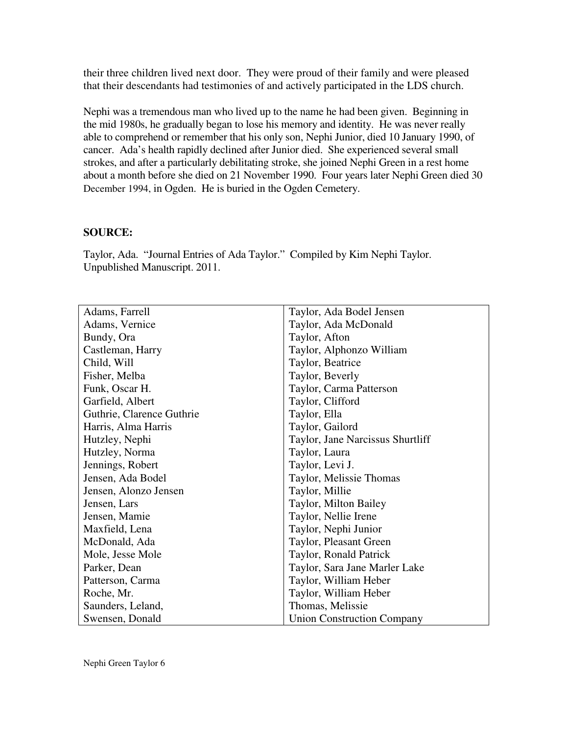their three children lived next door. They were proud of their family and were pleased that their descendants had testimonies of and actively participated in the LDS church.

Nephi was a tremendous man who lived up to the name he had been given. Beginning in the mid 1980s, he gradually began to lose his memory and identity. He was never really able to comprehend or remember that his only son, Nephi Junior, died 10 January 1990, of cancer. Ada's health rapidly declined after Junior died. She experienced several small strokes, and after a particularly debilitating stroke, she joined Nephi Green in a rest home about a month before she died on 21 November 1990. Four years later Nephi Green died 30 December 1994, in Ogden. He is buried in the Ogden Cemetery.

**SOURCE:**

Taylor, Ada. "Journal Entries of Ada Taylor." Compiled by Kim Nephi Taylor. Unpublished Manuscript. 2011.

| | |
|---|---|
| Adams, Farrell | Taylor, Ada Bodel Jensen |
| Adams, Vernice | Taylor, Ada McDonald |
| Bundy, Ora | Taylor, Afton |
| Castleman, Harry | Taylor, Alphonzo William |
| Child, Will | Taylor, Beatrice |
| Fisher, Melba | Taylor, Beverly |
| Funk, Oscar H. | Taylor, Carma Patterson |
| Garfield, Albert | Taylor, Clifford |
| Guthrie, Clarence Guthrie | Taylor, Ella |
| Harris, Alma Harris | Taylor, Gailord |
| Hutzley, Nephi | Taylor, Jane Narcissus Shurtliff |
| Hutzley, Norma | Taylor, Laura |
| Jennings, Robert | Taylor, Levi J. |
| Jensen, Ada Bodel | Taylor, Melissie Thomas |
| Jensen, Alonzo Jensen | Taylor, Millie |
| Jensen, Lars | Taylor, Milton Bailey |
| Jensen, Mamie | Taylor, Nellie Irene |
| Maxfield, Lena | Taylor, Nephi Junior |
| McDonald, Ada | Taylor, Pleasant Green |
| Mole, Jesse Mole | Taylor, Ronald Patrick |
| Parker, Dean | Taylor, Sara Jane Marler Lake |
| Patterson, Carma | Taylor, William Heber |
| Roche, Mr. | Taylor, William Heber |
| Saunders, Leland, | Thomas, Melissie |
| Swensen, Donald | Union Construction Company |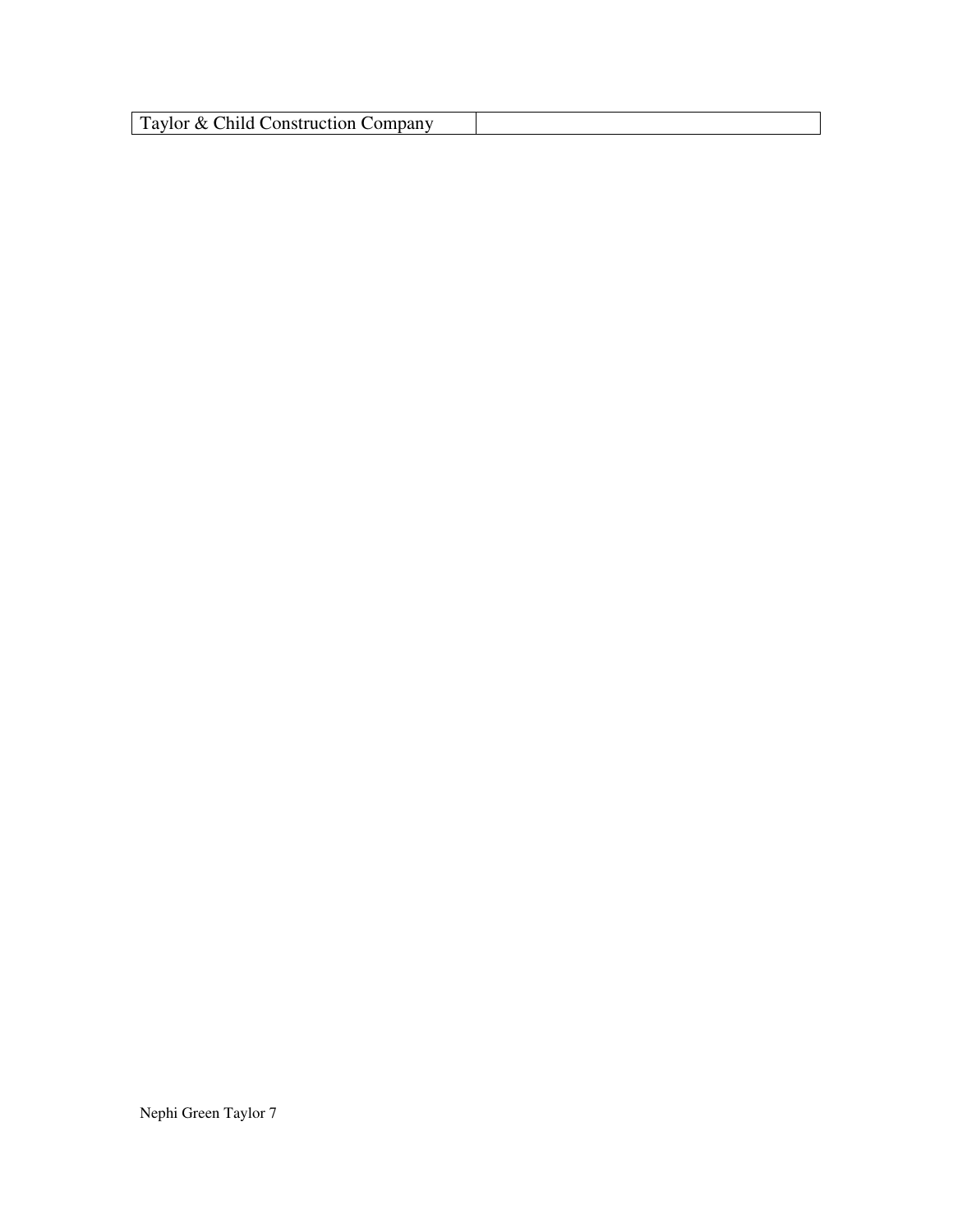| | |
|---|---|
| Taylor & Child Construction Company | |